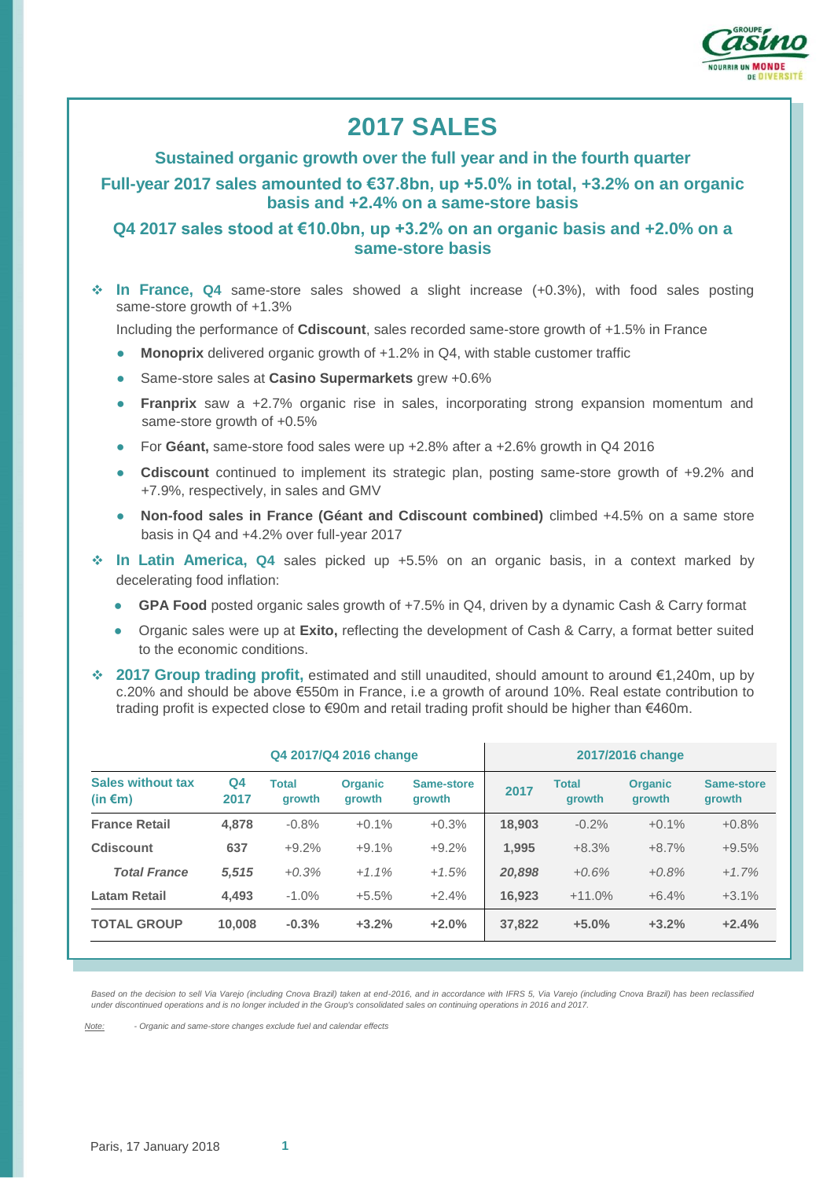# 2017 SALES

**Sustained organic growth over the full year and in the fourth quarter**

**Full-year 2017 sales amounted to €37.8bn, up +5.0% in total, +3.2% on an organic basis and +2.4% on a same-store basis**

**Q4 2017 sales stood at €10.0bn, up +3.2% on an organic basis and +2.0% on a same-store basis**

- **In France, Q4** same-store sales showed a slight increase (+0.3%), with food sales posting same-store growth of +1.3%

  Including the performance of **Cdiscount**, sales recorded same-store growth of +1.5% in France

  - **Monoprix** delivered organic growth of +1.2% in Q4, with stable customer traffic
  - Same-store sales at **Casino Supermarkets** grew +0.6%
  - **Franprix** saw a +2.7% organic rise in sales, incorporating strong expansion momentum and same-store growth of +0.5%
  - For **Géant,** same-store food sales were up +2.8% after a +2.6% growth in Q4 2016
  - **Cdiscount** continued to implement its strategic plan, posting same-store growth of +9.2% and +7.9%, respectively, in sales and GMV
  - **Non-food sales in France (Géant and Cdiscount combined)** climbed +4.5% on a same store basis in Q4 and +4.2% over full-year 2017

- **In Latin America, Q4** sales picked up +5.5% on an organic basis, in a context marked by decelerating food inflation:

  - **GPA Food** posted organic sales growth of +7.5% in Q4, driven by a dynamic Cash & Carry format
  - Organic sales were up at **Exito,** reflecting the development of Cash & Carry, a format better suited to the economic conditions.

- **2017 Group trading profit,** estimated and still unaudited, should amount to around €1,240m, up by c.20% and should be above €550m in France, i.e a growth of around 10%. Real estate contribution to trading profit is expected close to €90m and retail trading profit should be higher than €460m.

| | Q4 2017/Q4 2016 change | | | | 2017/2016 change | | | |
|---|---|---|---|---|---|---|---|---|
| **Sales without tax (in €m)** | **Q4 2017** | **Total growth** | **Organic growth** | **Same-store growth** | **2017** | **Total growth** | **Organic growth** | **Same-store growth** |
| **France Retail** | **4,878** | -0.8% | +0.1% | +0.3% | **18,903** | -0.2% | +0.1% | +0.8% |
| **Cdiscount** | **637** | +9.2% | +9.1% | +9.2% | **1,995** | +8.3% | +8.7% | +9.5% |
| ***Total France*** | ***5,515*** | *+0.3%* | *+1.1%* | *+1.5%* | ***20,898*** | *+0.6%* | *+0.8%* | *+1.7%* |
| **Latam Retail** | **4,493** | -1.0% | +5.5% | +2.4% | **16,923** | +11.0% | +6.4% | +3.1% |
| **TOTAL GROUP** | **10,008** | **-0.3%** | **+3.2%** | **+2.0%** | **37,822** | **+5.0%** | **+3.2%** | **+2.4%** |

*Based on the decision to sell Via Varejo (including Cnova Brazil) taken at end-2016, and in accordance with IFRS 5, Via Varejo (including Cnova Brazil) has been reclassified under discontinued operations and is no longer included in the Group's consolidated sales on continuing operations in 2016 and 2017.*

*Note: - Organic and same-store changes exclude fuel and calendar effects*

Paris, 17 January 2018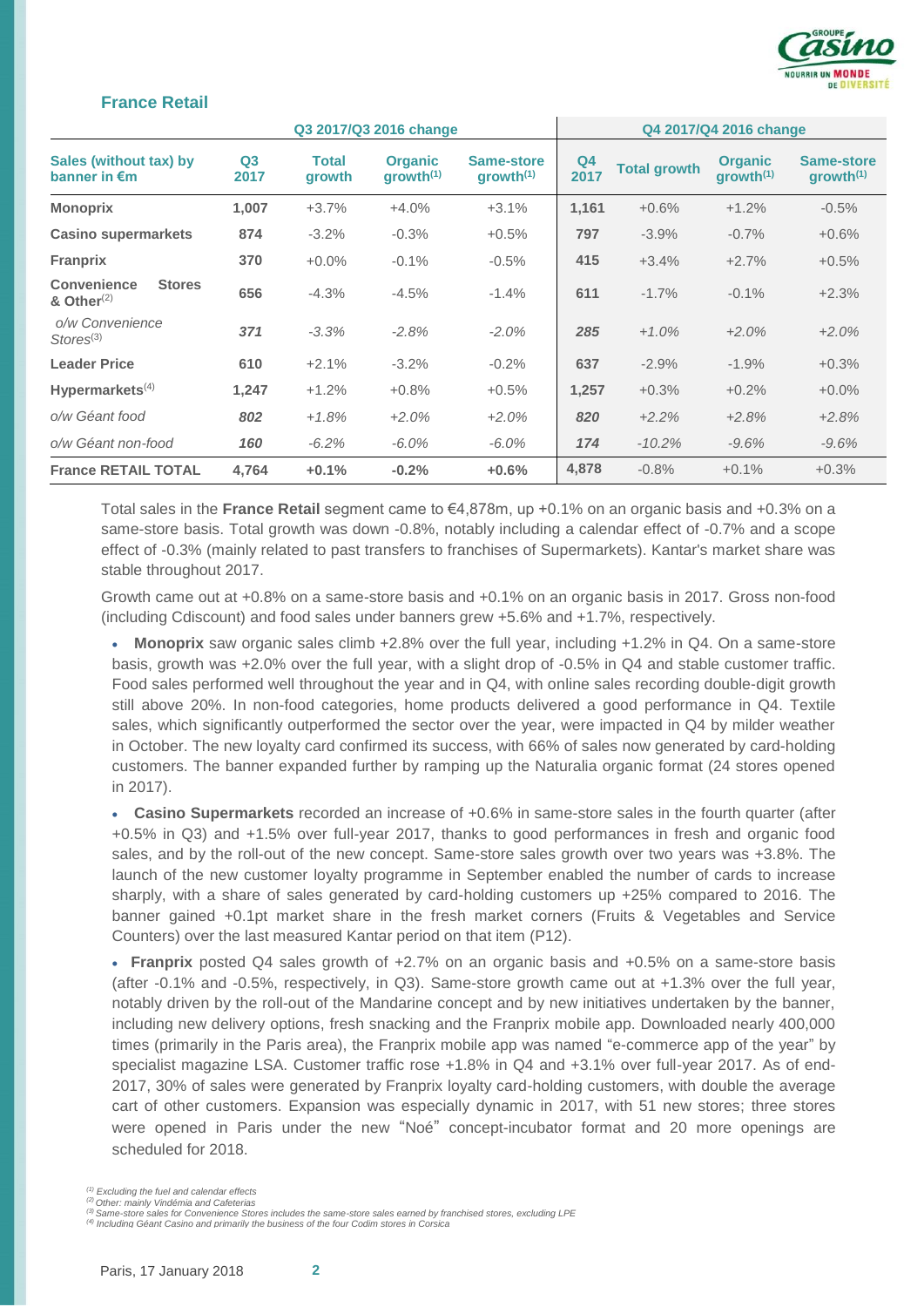## France Retail

| Sales (without tax) by banner in €m | Q3 2017/Q3 2016 change | | | | Q4 2017/Q4 2016 change | | | |
|---|---|---|---|---|---|---|---|---|
| | Q3 2017 | Total growth | Organic growth[1] | Same-store growth[1] | Q4 2017 | Total growth | Organic growth[1] | Same-store growth[1] |
| **Monoprix** | 1,007 | +3.7% | +4.0% | +3.1% | 1,161 | +0.6% | +1.2% | -0.5% |
| **Casino supermarkets** | 874 | -3.2% | -0.3% | +0.5% | 797 | -3.9% | -0.7% | +0.6% |
| **Franprix** | 370 | +0.0% | -0.1% | -0.5% | 415 | +3.4% | +2.7% | +0.5% |
| **Convenience Stores & Other**[2] | 656 | -4.3% | -4.5% | -1.4% | 611 | -1.7% | -0.1% | +2.3% |
| *o/w Convenience Stores*[3] | *371* | *-3.3%* | *-2.8%* | *-2.0%* | *285* | *+1.0%* | *+2.0%* | *+2.0%* |
| **Leader Price** | 610 | +2.1% | -3.2% | -0.2% | 637 | -2.9% | -1.9% | +0.3% |
| **Hypermarkets**[4] | 1,247 | +1.2% | +0.8% | +0.5% | 1,257 | +0.3% | +0.2% | +0.0% |
| *o/w Géant food* | *802* | *+1.8%* | *+2.0%* | *+2.0%* | *820* | *+2.2%* | *+2.8%* | *+2.8%* |
| *o/w Géant non-food* | *160* | *-6.2%* | *-6.0%* | *-6.0%* | *174* | *-10.2%* | *-9.6%* | *-9.6%* |
| **France RETAIL TOTAL** | **4,764** | **+0.1%** | **-0.2%** | **+0.6%** | 4,878 | -0.8% | +0.1% | +0.3% |

Total sales in the **France Retail** segment came to €4,878m, up +0.1% on an organic basis and +0.3% on a same-store basis. Total growth was down -0.8%, notably including a calendar effect of -0.7% and a scope effect of -0.3% (mainly related to past transfers to franchises of Supermarkets). Kantar's market share was stable throughout 2017.

Growth came out at +0.8% on a same-store basis and +0.1% on an organic basis in 2017. Gross non-food (including Cdiscount) and food sales under banners grew +5.6% and +1.7%, respectively.

- **Monoprix** saw organic sales climb +2.8% over the full year, including +1.2% in Q4. On a same-store basis, growth was +2.0% over the full year, with a slight drop of -0.5% in Q4 and stable customer traffic. Food sales performed well throughout the year and in Q4, with online sales recording double-digit growth still above 20%. In non-food categories, home products delivered a good performance in Q4. Textile sales, which significantly outperformed the sector over the year, were impacted in Q4 by milder weather in October. The new loyalty card confirmed its success, with 66% of sales now generated by card-holding customers. The banner expanded further by ramping up the Naturalia organic format (24 stores opened in 2017).

- **Casino Supermarkets** recorded an increase of +0.6% in same-store sales in the fourth quarter (after +0.5% in Q3) and +1.5% over full-year 2017, thanks to good performances in fresh and organic food sales, and by the roll-out of the new concept. Same-store sales growth over two years was +3.8%. The launch of the new customer loyalty programme in September enabled the number of cards to increase sharply, with a share of sales generated by card-holding customers up +25% compared to 2016. The banner gained +0.1pt market share in the fresh market corners (Fruits & Vegetables and Service Counters) over the last measured Kantar period on that item (P12).

- **Franprix** posted Q4 sales growth of +2.7% on an organic basis and +0.5% on a same-store basis (after -0.1% and -0.5%, respectively, in Q3). Same-store growth came out at +1.3% over the full year, notably driven by the roll-out of the Mandarine concept and by new initiatives undertaken by the banner, including new delivery options, fresh snacking and the Franprix mobile app. Downloaded nearly 400,000 times (primarily in the Paris area), the Franprix mobile app was named "e-commerce app of the year" by specialist magazine LSA. Customer traffic rose +1.8% in Q4 and +3.1% over full-year 2017. As of end-2017, 30% of sales were generated by Franprix loyalty card-holding customers, with double the average cart of other customers. Expansion was especially dynamic in 2017, with 51 new stores; three stores were opened in Paris under the new "Noé" concept-incubator format and 20 more openings are scheduled for 2018.

*[1] Excluding the fuel and calendar effects*
*[2] Other: mainly Vindémia and Cafeterias*
*[3] Same-store sales for Convenience Stores includes the same-store sales earned by franchised stores, excluding LPE*
*[4] Including Géant Casino and primarily the business of the four Codim stores in Corsica*

Paris, 17 January 2018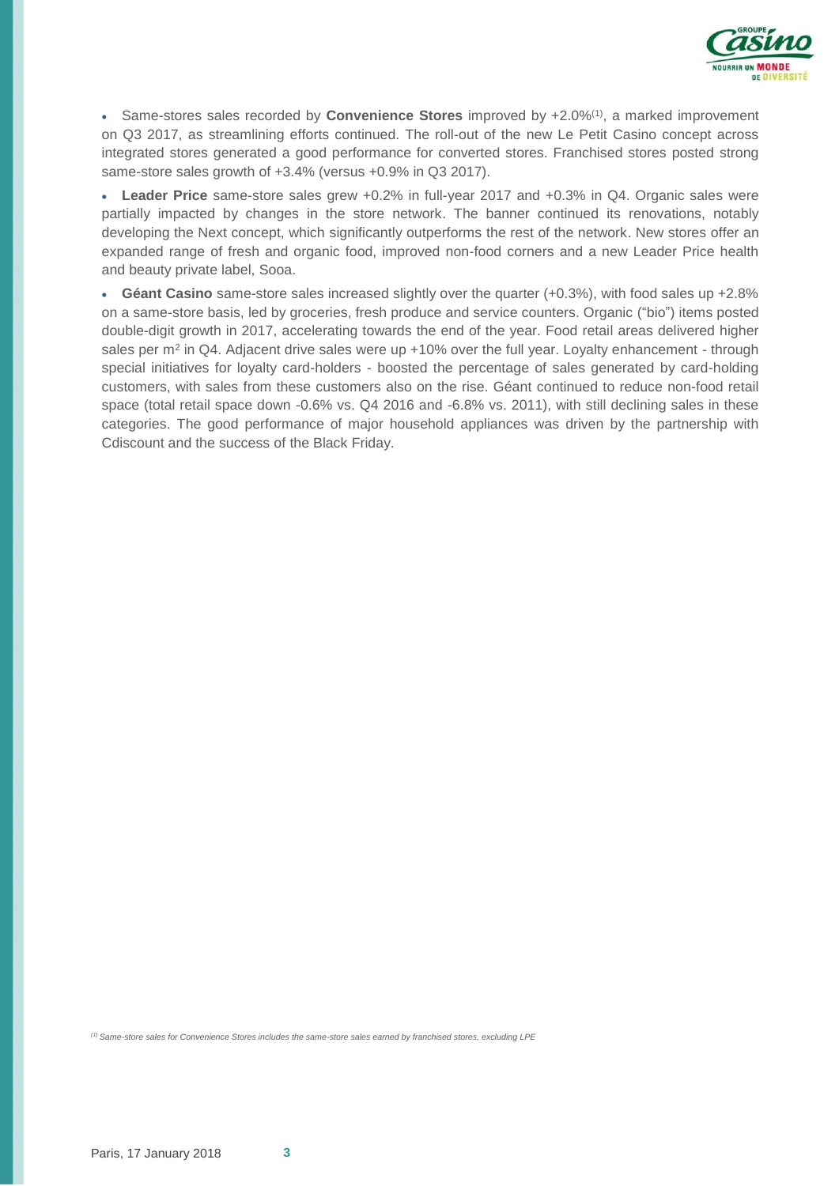- Same-stores sales recorded by **Convenience Stores** improved by +2.0%[1], a marked improvement on Q3 2017, as streamlining efforts continued. The roll-out of the new Le Petit Casino concept across integrated stores generated a good performance for converted stores. Franchised stores posted strong same-store sales growth of +3.4% (versus +0.9% in Q3 2017).

- **Leader Price** same-store sales grew +0.2% in full-year 2017 and +0.3% in Q4. Organic sales were partially impacted by changes in the store network. The banner continued its renovations, notably developing the Next concept, which significantly outperforms the rest of the network. New stores offer an expanded range of fresh and organic food, improved non-food corners and a new Leader Price health and beauty private label, Sooa.

- **Géant Casino** same-store sales increased slightly over the quarter (+0.3%), with food sales up +2.8% on a same-store basis, led by groceries, fresh produce and service counters. Organic ("bio") items posted double-digit growth in 2017, accelerating towards the end of the year. Food retail areas delivered higher sales per m$^2$ in Q4. Adjacent drive sales were up +10% over the full year. Loyalty enhancement - through special initiatives for loyalty card-holders - boosted the percentage of sales generated by card-holding customers, with sales from these customers also on the rise. Géant continued to reduce non-food retail space (total retail space down -0.6% vs. Q4 2016 and -6.8% vs. 2011), with still declining sales in these categories. The good performance of major household appliances was driven by the partnership with Cdiscount and the success of the Black Friday.

*[1] Same-store sales for Convenience Stores includes the same-store sales earned by franchised stores, excluding LPE*

Paris, 17 January 2018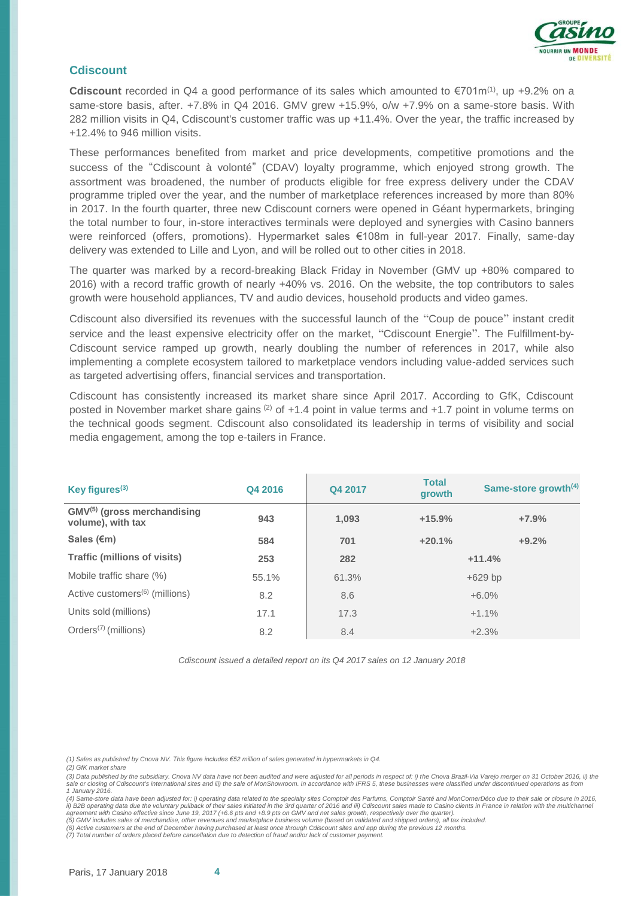## Cdiscount

**Cdiscount** recorded in Q4 a good performance of its sales which amounted to €701m[1], up +9.2% on a same-store basis, after. +7.8% in Q4 2016. GMV grew +15.9%, o/w +7.9% on a same-store basis. With 282 million visits in Q4, Cdiscount's customer traffic was up +11.4%. Over the year, the traffic increased by +12.4% to 946 million visits.

These performances benefited from market and price developments, competitive promotions and the success of the "Cdiscount à volonté" (CDAV) loyalty programme, which enjoyed strong growth. The assortment was broadened, the number of products eligible for free express delivery under the CDAV programme tripled over the year, and the number of marketplace references increased by more than 80% in 2017. In the fourth quarter, three new Cdiscount corners were opened in Géant hypermarkets, bringing the total number to four, in-store interactives terminals were deployed and synergies with Casino banners were reinforced (offers, promotions). Hypermarket sales €108m in full-year 2017. Finally, same-day delivery was extended to Lille and Lyon, and will be rolled out to other cities in 2018.

The quarter was marked by a record-breaking Black Friday in November (GMV up +80% compared to 2016) with a record traffic growth of nearly +40% vs. 2016. On the website, the top contributors to sales growth were household appliances, TV and audio devices, household products and video games.

Cdiscount also diversified its revenues with the successful launch of the "Coup de pouce" instant credit service and the least expensive electricity offer on the market, "Cdiscount Energie". The Fulfillment-by-Cdiscount service ramped up growth, nearly doubling the number of references in 2017, while also implementing a complete ecosystem tailored to marketplace vendors including value-added services such as targeted advertising offers, financial services and transportation.

Cdiscount has consistently increased its market share since April 2017. According to GfK, Cdiscount posted in November market share gains [2] of +1.4 point in value terms and +1.7 point in volume terms on the technical goods segment. Cdiscount also consolidated its leadership in terms of visibility and social media engagement, among the top e-tailers in France.

| Key figures[3] | Q4 2016 | Q4 2017 | Total growth | Same-store growth[4] |
|---|---|---|---|---|
| **GMV[5] (gross merchandising volume), with tax** | **943** | **1,093** | **+15.9%** | **+7.9%** |
| **Sales (€m)** | **584** | **701** | **+20.1%** | **+9.2%** |
| **Traffic (millions of visits)** | **253** | **282** | **+11.4%** | |
| Mobile traffic share (%) | 55.1% | 61.3% | +629 bp | |
| Active customers[6] (millions) | 8.2 | 8.6 | +6.0% | |
| Units sold (millions) | 17.1 | 17.3 | +1.1% | |
| Orders[7] (millions) | 8.2 | 8.4 | +2.3% | |

*Cdiscount issued a detailed report on its Q4 2017 sales on 12 January 2018*

*(1) Sales as published by Cnova NV. This figure includes €52 million of sales generated in hypermarkets in Q4.*
*(2) GfK market share*
*(3) Data published by the subsidiary. Cnova NV data have not been audited and were adjusted for all periods in respect of: i) the Cnova Brazil-Via Varejo merger on 31 October 2016, ii) the sale or closing of Cdiscount's international sites and iii) the sale of MonShowroom. In accordance with IFRS 5, these businesses were classified under discontinued operations as from 1 January 2016.*
*(4) Same-store data have been adjusted for: i) operating data related to the specialty sites Comptoir des Parfums, Comptoir Santé and MonCornerDéco due to their sale or closure in 2016, ii) B2B operating data due the voluntary pullback of their sales initiated in the 3rd quarter of 2016 and iii) Cdiscount sales made to Casino clients in France in relation with the multichannel agreement with Casino effective since June 19, 2017 (+6.6 pts and +8.9 pts on GMV and net sales growth, respectively over the quarter).*
*(5) GMV includes sales of merchandise, other revenues and marketplace business volume (based on validated and shipped orders), all tax included.*
*(6) Active customers at the end of December having purchased at least once through Cdiscount sites and app during the previous 12 months.*
*(7) Total number of orders placed before cancellation due to detection of fraud and/or lack of customer payment.*

Paris, 17 January 2018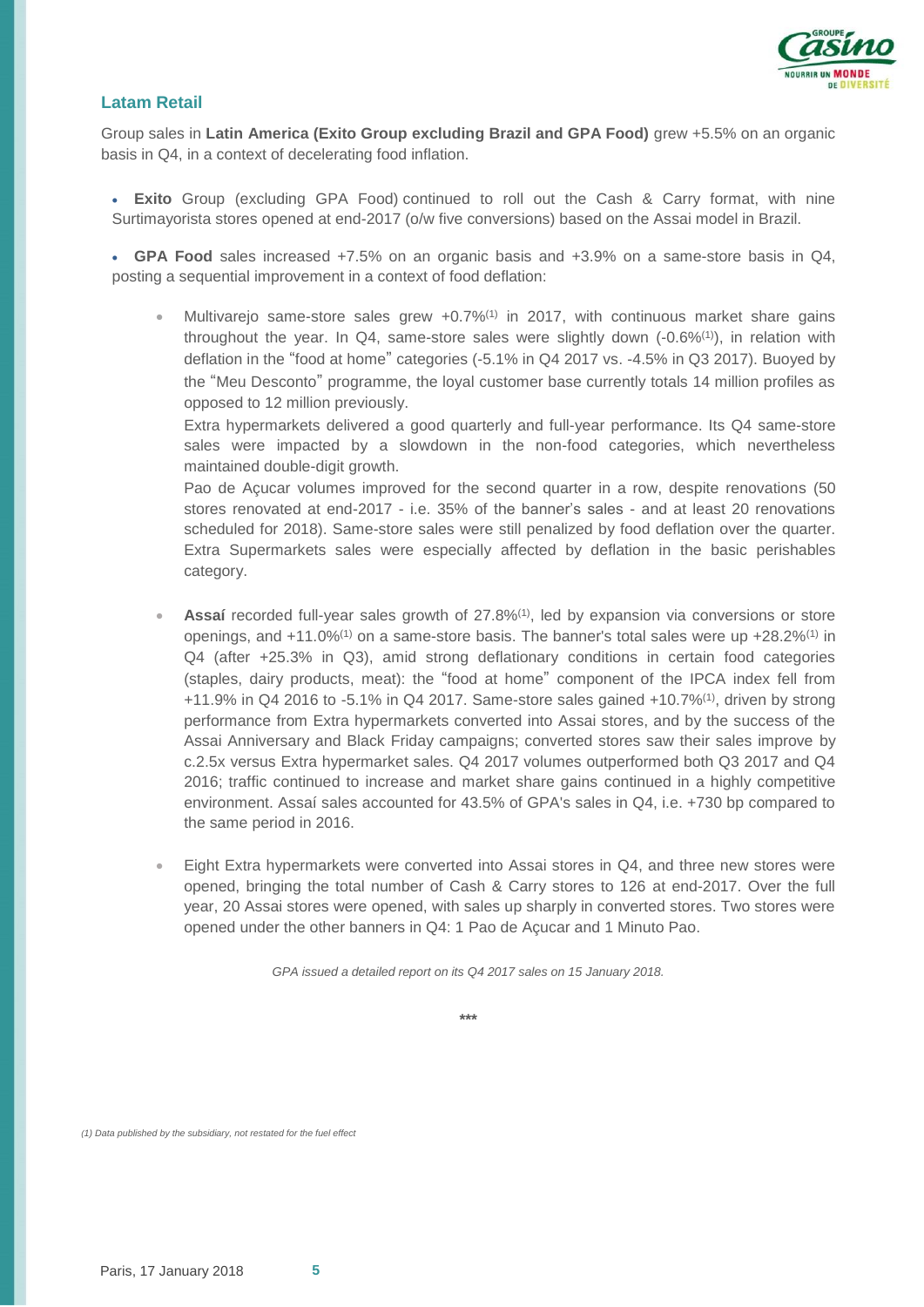## Latam Retail

Group sales in **Latin America (Exito Group excluding Brazil and GPA Food)** grew +5.5% on an organic basis in Q4, in a context of decelerating food inflation.

- **Exito** Group (excluding GPA Food) continued to roll out the Cash & Carry format, with nine Surtimayorista stores opened at end-2017 (o/w five conversions) based on the Assai model in Brazil.

- **GPA Food** sales increased +7.5% on an organic basis and +3.9% on a same-store basis in Q4, posting a sequential improvement in a context of food deflation:

  - Multivarejo same-store sales grew +0.7%[(1)] in 2017, with continuous market share gains throughout the year. In Q4, same-store sales were slightly down (-0.6%[(1)]), in relation with deflation in the "food at home" categories (-5.1% in Q4 2017 vs. -4.5% in Q3 2017). Buoyed by the "Meu Desconto" programme, the loyal customer base currently totals 14 million profiles as opposed to 12 million previously.

    Extra hypermarkets delivered a good quarterly and full-year performance. Its Q4 same-store sales were impacted by a slowdown in the non-food categories, which nevertheless maintained double-digit growth.

    Pao de Açucar volumes improved for the second quarter in a row, despite renovations (50 stores renovated at end-2017 - i.e. 35% of the banner's sales - and at least 20 renovations scheduled for 2018). Same-store sales were still penalized by food deflation over the quarter. Extra Supermarkets sales were especially affected by deflation in the basic perishables category.

  - **Assaí** recorded full-year sales growth of 27.8%[(1)], led by expansion via conversions or store openings, and +11.0%[(1)] on a same-store basis. The banner's total sales were up +28.2%[(1)] in Q4 (after +25.3% in Q3), amid strong deflationary conditions in certain food categories (staples, dairy products, meat): the "food at home" component of the IPCA index fell from +11.9% in Q4 2016 to -5.1% in Q4 2017. Same-store sales gained +10.7%[(1)], driven by strong performance from Extra hypermarkets converted into Assai stores, and by the success of the Assai Anniversary and Black Friday campaigns; converted stores saw their sales improve by c.2.5x versus Extra hypermarket sales. Q4 2017 volumes outperformed both Q3 2017 and Q4 2016; traffic continued to increase and market share gains continued in a highly competitive environment. Assaí sales accounted for 43.5% of GPA's sales in Q4, i.e. +730 bp compared to the same period in 2016.

  - Eight Extra hypermarkets were converted into Assai stores in Q4, and three new stores were opened, bringing the total number of Cash & Carry stores to 126 at end-2017. Over the full year, 20 Assai stores were opened, with sales up sharply in converted stores. Two stores were opened under the other banners in Q4: 1 Pao de Açucar and 1 Minuto Pao.

*GPA issued a detailed report on its Q4 2017 sales on 15 January 2018.*

\*\*\*

*(1) Data published by the subsidiary, not restated for the fuel effect*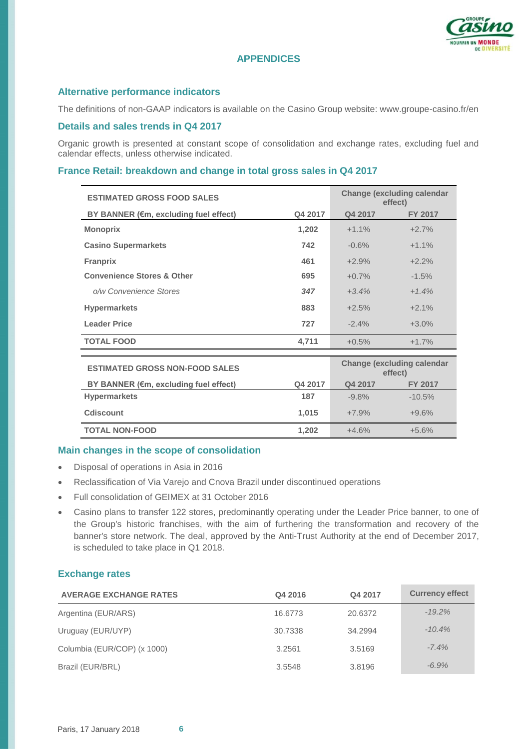# APPENDICES

## Alternative performance indicators

The definitions of non-GAAP indicators is available on the Casino Group website: www.groupe-casino.fr/en

## Details and sales trends in Q4 2017

Organic growth is presented at constant scope of consolidation and exchange rates, excluding fuel and calendar effects, unless otherwise indicated.

## France Retail: breakdown and change in total gross sales in Q4 2017

| ESTIMATED GROSS FOOD SALES | | Change (excluding calendar effect) | |
|---|---|---|---|
| **BY BANNER (€m, excluding fuel effect)** | **Q4 2017** | **Q4 2017** | **FY 2017** |
| **Monoprix** | **1,202** | +1.1% | +2.7% |
| **Casino Supermarkets** | **742** | -0.6% | +1.1% |
| **Franprix** | **461** | +2.9% | +2.2% |
| **Convenience Stores & Other** | **695** | +0.7% | -1.5% |
| *o/w Convenience Stores* | ***347*** | *+3.4%* | *+1.4%* |
| **Hypermarkets** | **883** | +2.5% | +2.1% |
| **Leader Price** | **727** | -2.4% | +3.0% |
| **TOTAL FOOD** | **4,711** | +0.5% | +1.7% |

| ESTIMATED GROSS NON-FOOD SALES | | Change (excluding calendar effect) | |
|---|---|---|---|
| **BY BANNER (€m, excluding fuel effect)** | **Q4 2017** | **Q4 2017** | **FY 2017** |
| **Hypermarkets** | **187** | -9.8% | -10.5% |
| **Cdiscount** | **1,015** | +7.9% | +9.6% |
| **TOTAL NON-FOOD** | **1,202** | +4.6% | +5.6% |

## Main changes in the scope of consolidation

- Disposal of operations in Asia in 2016
- Reclassification of Via Varejo and Cnova Brazil under discontinued operations
- Full consolidation of GEIMEX at 31 October 2016
- Casino plans to transfer 122 stores, predominantly operating under the Leader Price banner, to one of the Group's historic franchises, with the aim of furthering the transformation and recovery of the banner's store network. The deal, approved by the Anti-Trust Authority at the end of December 2017, is scheduled to take place in Q1 2018.

## Exchange rates

| AVERAGE EXCHANGE RATES | Q4 2016 | Q4 2017 | Currency effect |
|---|---|---|---|
| Argentina (EUR/ARS) | 16.6773 | 20.6372 | *-19.2%* |
| Uruguay (EUR/UYP) | 30.7338 | 34.2994 | *-10.4%* |
| Columbia (EUR/COP) (x 1000) | 3.2561 | 3.5169 | *-7.4%* |
| Brazil (EUR/BRL) | 3.5548 | 3.8196 | *-6.9%* |

Paris, 17 January 2018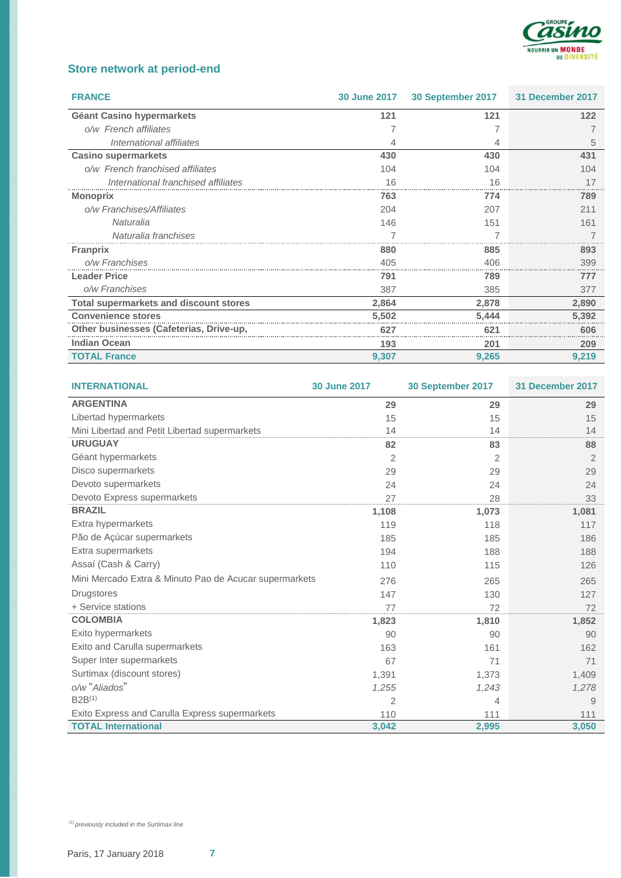## Store network at period-end

| FRANCE | 30 June 2017 | 30 September 2017 | 31 December 2017 |
|---|---|---|---|
| **Géant Casino hypermarkets** | **121** | **121** | **122** |
| *o/w French affiliates* | 7 | 7 | 7 |
| *International affiliates* | 4 | 4 | 5 |
| **Casino supermarkets** | **430** | **430** | **431** |
| *o/w French franchised affiliates* | 104 | 104 | 104 |
| *International franchised affiliates* | 16 | 16 | 17 |
| **Monoprix** | **763** | **774** | **789** |
| *o/w Franchises/Affiliates* | 204 | 207 | 211 |
| *Naturalia* | 146 | 151 | 161 |
| *Naturalia franchises* | 7 | 7 | 7 |
| **Franprix** | **880** | **885** | **893** |
| *o/w Franchises* | 405 | 406 | 399 |
| **Leader Price** | **791** | **789** | **777** |
| *o/w Franchises* | 387 | 385 | 377 |
| **Total supermarkets and discount stores** | **2,864** | **2,878** | **2,890** |
| **Convenience stores** | **5,502** | **5,444** | **5,392** |
| **Other businesses (Cafeterias, Drive-up,** | **627** | **621** | **606** |
| **Indian Ocean** | **193** | **201** | **209** |
| **TOTAL France** | **9,307** | **9,265** | **9,219** |

| INTERNATIONAL | 30 June 2017 | 30 September 2017 | 31 December 2017 |
|---|---|---|---|
| **ARGENTINA** | **29** | **29** | **29** |
| Libertad hypermarkets | 15 | 15 | 15 |
| Mini Libertad and Petit Libertad supermarkets | 14 | 14 | 14 |
| **URUGUAY** | **82** | **83** | **88** |
| Géant hypermarkets | 2 | 2 | 2 |
| Disco supermarkets | 29 | 29 | 29 |
| Devoto supermarkets | 24 | 24 | 24 |
| Devoto Express supermarkets | 27 | 28 | 33 |
| **BRAZIL** | **1,108** | **1,073** | **1,081** |
| Extra hypermarkets | 119 | 118 | 117 |
| Pão de Açúcar supermarkets | 185 | 185 | 186 |
| Extra supermarkets | 194 | 188 | 188 |
| Assaí (Cash & Carry) | 110 | 115 | 126 |
| Mini Mercado Extra & Minuto Pao de Acucar supermarkets | 276 | 265 | 265 |
| Drugstores | 147 | 130 | 127 |
| + Service stations | 77 | 72 | 72 |
| **COLOMBIA** | **1,823** | **1,810** | **1,852** |
| Exito hypermarkets | 90 | 90 | 90 |
| Exito and Carulla supermarkets | 163 | 161 | 162 |
| Super Inter supermarkets | 67 | 71 | 71 |
| Surtimax (discount stores) | 1,391 | 1,373 | 1,409 |
| *o/w "Aliados"* | *1,255* | *1,243* | *1,278* |
| B2B[1] | 2 | 4 | 9 |
| Exito Express and Carulla Express supermarkets | 110 | 111 | 111 |
| **TOTAL International** | **3,042** | **2,995** | **3,050** |

*[1] previously included in the Surtimax line*

Paris, 17 January 2018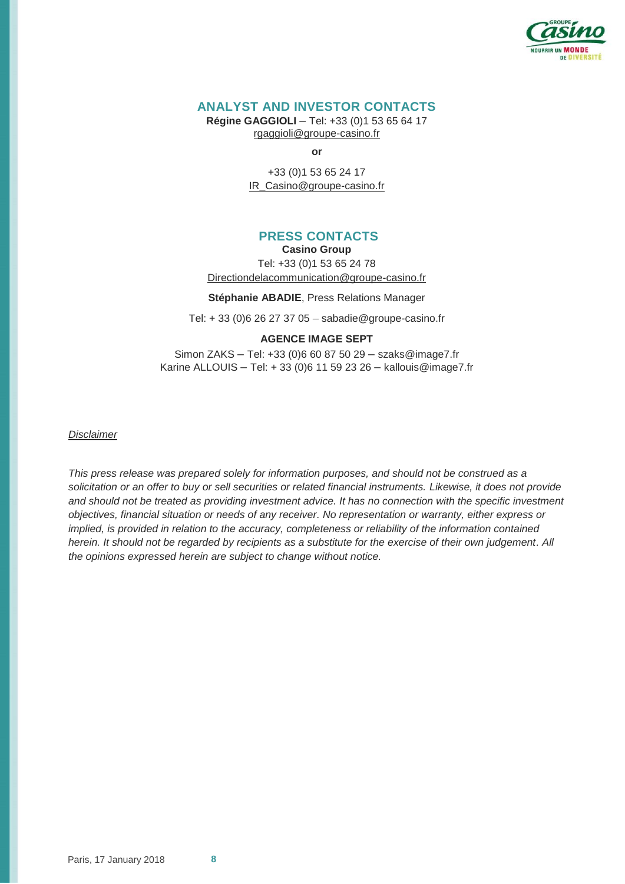## ANALYST AND INVESTOR CONTACTS

**Régine GAGGIOLI** – Tel: +33 (0)1 53 65 64 17
rgaggioli@groupe-casino.fr

**or**

+33 (0)1 53 65 24 17
IR_Casino@groupe-casino.fr

## PRESS CONTACTS

**Casino Group**
Tel: +33 (0)1 53 65 24 78
Directiondelacommunication@groupe-casino.fr

**Stéphanie ABADIE**, Press Relations Manager

Tel: + 33 (0)6 26 27 37 05 – sabadie@groupe-casino.fr

**AGENCE IMAGE SEPT**

Simon ZAKS – Tel: +33 (0)6 60 87 50 29 – szaks@image7.fr
Karine ALLOUIS – Tel: + 33 (0)6 11 59 23 26 – kallouis@image7.fr

*Disclaimer*

*This press release was prepared solely for information purposes, and should not be construed as a solicitation or an offer to buy or sell securities or related financial instruments. Likewise, it does not provide and should not be treated as providing investment advice. It has no connection with the specific investment objectives, financial situation or needs of any receiver. No representation or warranty, either express or implied, is provided in relation to the accuracy, completeness or reliability of the information contained herein. It should not be regarded by recipients as a substitute for the exercise of their own judgement. All the opinions expressed herein are subject to change without notice.*